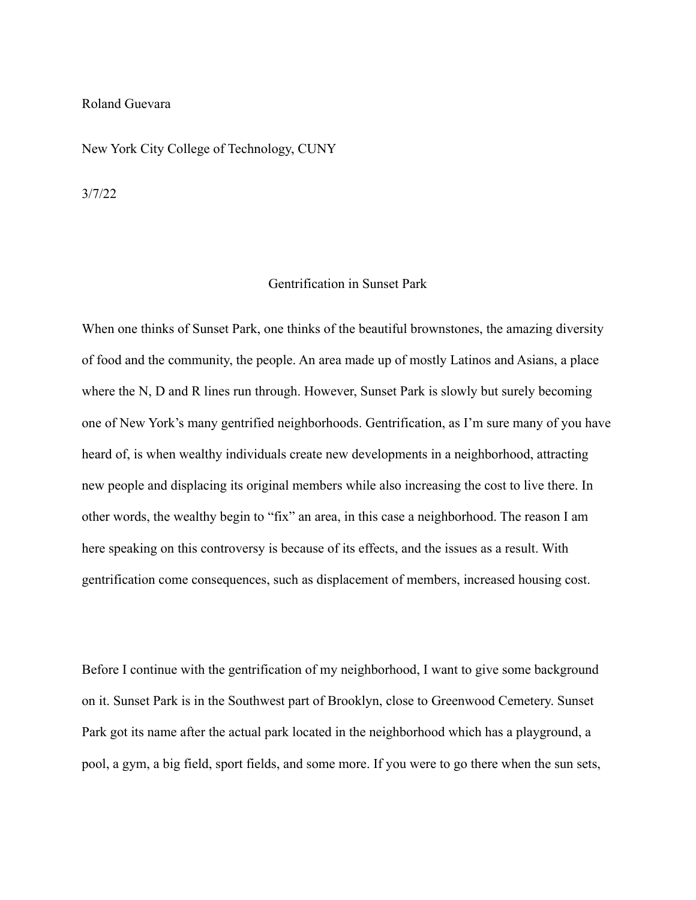Roland Guevara

New York City College of Technology, CUNY

3/7/22

## Gentrification in Sunset Park

When one thinks of Sunset Park, one thinks of the beautiful brownstones, the amazing diversity of food and the community, the people. An area made up of mostly Latinos and Asians, a place where the N, D and R lines run through. However, Sunset Park is slowly but surely becoming one of New York's many gentrified neighborhoods. Gentrification, as I'm sure many of you have heard of, is when wealthy individuals create new developments in a neighborhood, attracting new people and displacing its original members while also increasing the cost to live there. In other words, the wealthy begin to "fix" an area, in this case a neighborhood. The reason I am here speaking on this controversy is because of its effects, and the issues as a result. With gentrification come consequences, such as displacement of members, increased housing cost.

Before I continue with the gentrification of my neighborhood, I want to give some background on it. Sunset Park is in the Southwest part of Brooklyn, close to Greenwood Cemetery. Sunset Park got its name after the actual park located in the neighborhood which has a playground, a pool, a gym, a big field, sport fields, and some more. If you were to go there when the sun sets,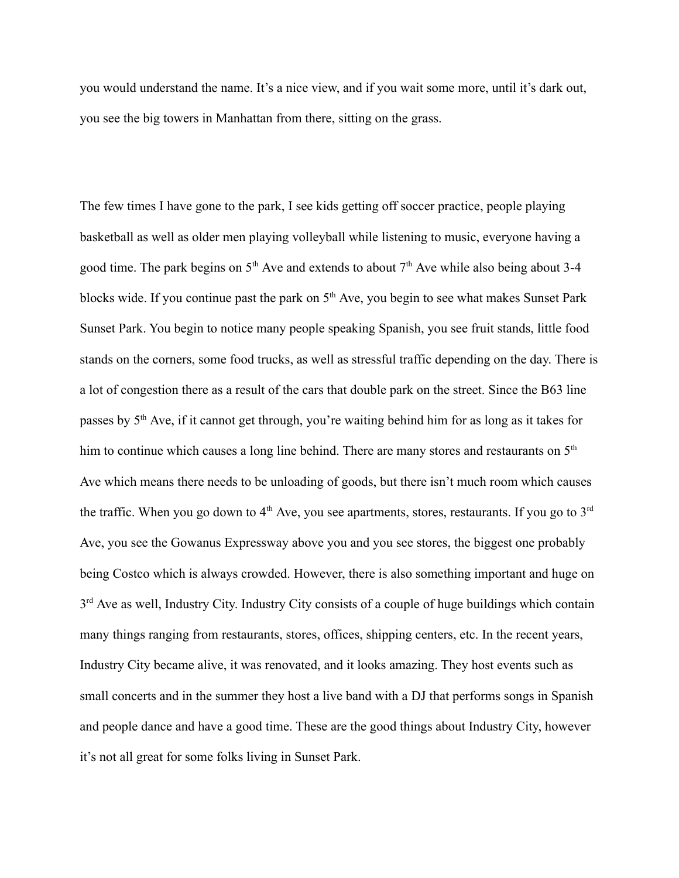you would understand the name. It's a nice view, and if you wait some more, until it's dark out, you see the big towers in Manhattan from there, sitting on the grass.

The few times I have gone to the park, I see kids getting off soccer practice, people playing basketball as well as older men playing volleyball while listening to music, everyone having a good time. The park begins on 5th Ave and extends to about 7th Ave while also being about 3-4 blocks wide. If you continue past the park on 5th Ave, you begin to see what makes Sunset Park Sunset Park. You begin to notice many people speaking Spanish, you see fruit stands, little food stands on the corners, some food trucks, as well as stressful traffic depending on the day. There is a lot of congestion there as a result of the cars that double park on the street. Since the B63 line passes by 5th Ave, if it cannot get through, you're waiting behind him for as long as it takes for him to continue which causes a long line behind. There are many stores and restaurants on 5th Ave which means there needs to be unloading of goods, but there isn't much room which causes the traffic. When you go down to 4th Ave, you see apartments, stores, restaurants. If you go to 3rd Ave, you see the Gowanus Expressway above you and you see stores, the biggest one probably being Costco which is always crowded. However, there is also something important and huge on 3rd Ave as well, Industry City. Industry City consists of a couple of huge buildings which contain many things ranging from restaurants, stores, offices, shipping centers, etc. In the recent years, Industry City became alive, it was renovated, and it looks amazing. They host events such as small concerts and in the summer they host a live band with a DJ that performs songs in Spanish and people dance and have a good time. These are the good things about Industry City, however it's not all great for some folks living in Sunset Park.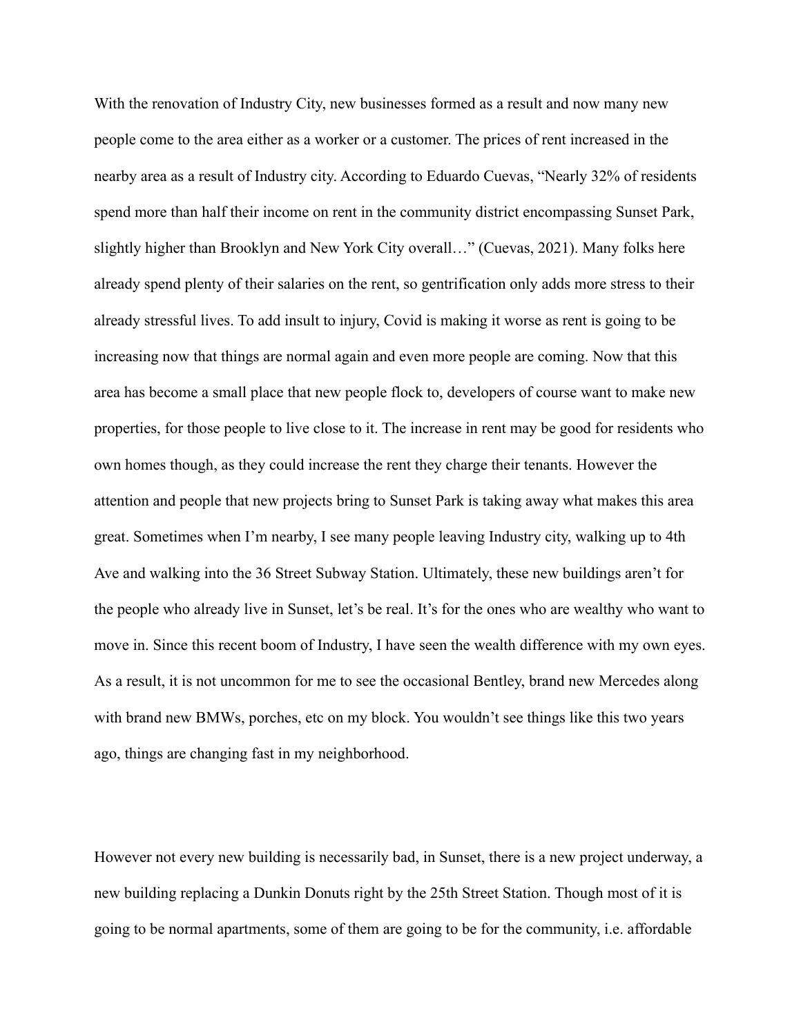With the renovation of Industry City, new businesses formed as a result and now many new people come to the area either as a worker or a customer. The prices of rent increased in the nearby area as a result of Industry city. According to Eduardo Cuevas, “Nearly 32% of residents spend more than half their income on rent in the community district encompassing Sunset Park, slightly higher than Brooklyn and New York City overall…” (Cuevas, 2021). Many folks here already spend plenty of their salaries on the rent, so gentrification only adds more stress to their already stressful lives. To add insult to injury, Covid is making it worse as rent is going to be increasing now that things are normal again and even more people are coming. Now that this area has become a small place that new people flock to, developers of course want to make new properties, for those people to live close to it. The increase in rent may be good for residents who own homes though, as they could increase the rent they charge their tenants. However the attention and people that new projects bring to Sunset Park is taking away what makes this area great. Sometimes when I’m nearby, I see many people leaving Industry city, walking up to 4th Ave and walking into the 36 Street Subway Station. Ultimately, these new buildings aren’t for the people who already live in Sunset, let’s be real. It’s for the ones who are wealthy who want to move in. Since this recent boom of Industry, I have seen the wealth difference with my own eyes. As a result, it is not uncommon for me to see the occasional Bentley, brand new Mercedes along with brand new BMWs, porches, etc on my block. You wouldn’t see things like this two years ago, things are changing fast in my neighborhood.

However not every new building is necessarily bad, in Sunset, there is a new project underway, a new building replacing a Dunkin Donuts right by the 25th Street Station. Though most of it is going to be normal apartments, some of them are going to be for the community, i.e. affordable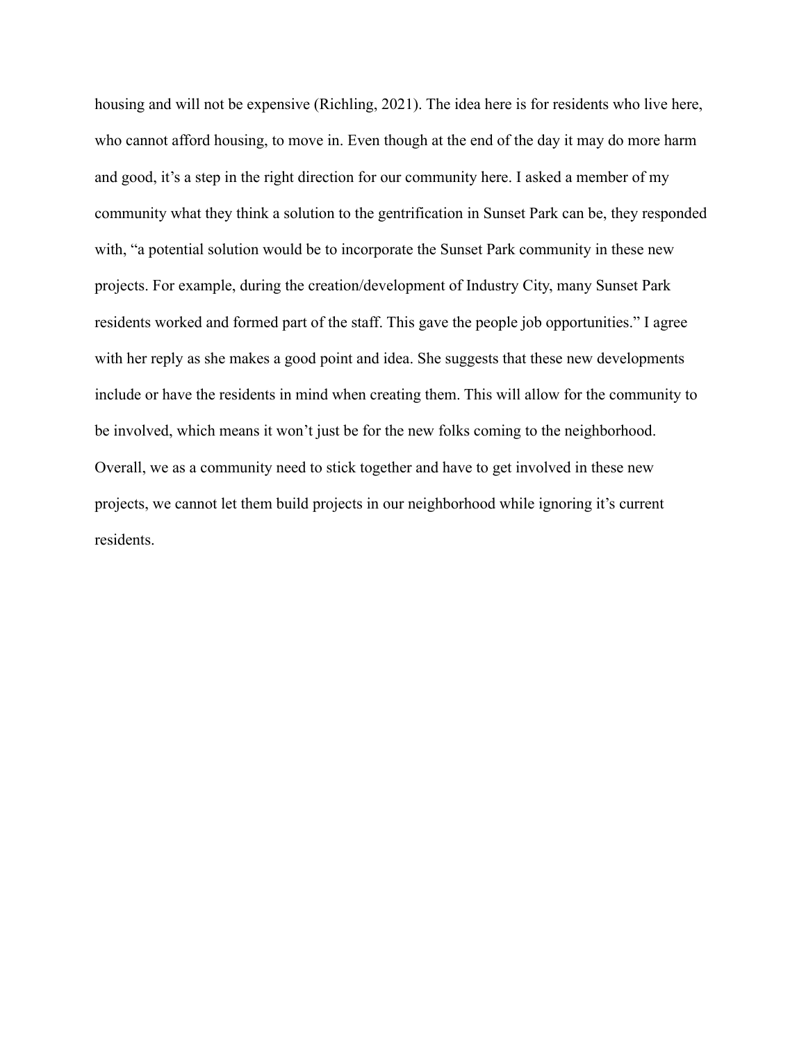housing and will not be expensive (Richling, 2021). The idea here is for residents who live here, who cannot afford housing, to move in. Even though at the end of the day it may do more harm and good, it's a step in the right direction for our community here. I asked a member of my community what they think a solution to the gentrification in Sunset Park can be, they responded with, "a potential solution would be to incorporate the Sunset Park community in these new projects. For example, during the creation/development of Industry City, many Sunset Park residents worked and formed part of the staff. This gave the people job opportunities." I agree with her reply as she makes a good point and idea. She suggests that these new developments include or have the residents in mind when creating them. This will allow for the community to be involved, which means it won't just be for the new folks coming to the neighborhood. Overall, we as a community need to stick together and have to get involved in these new projects, we cannot let them build projects in our neighborhood while ignoring it's current residents.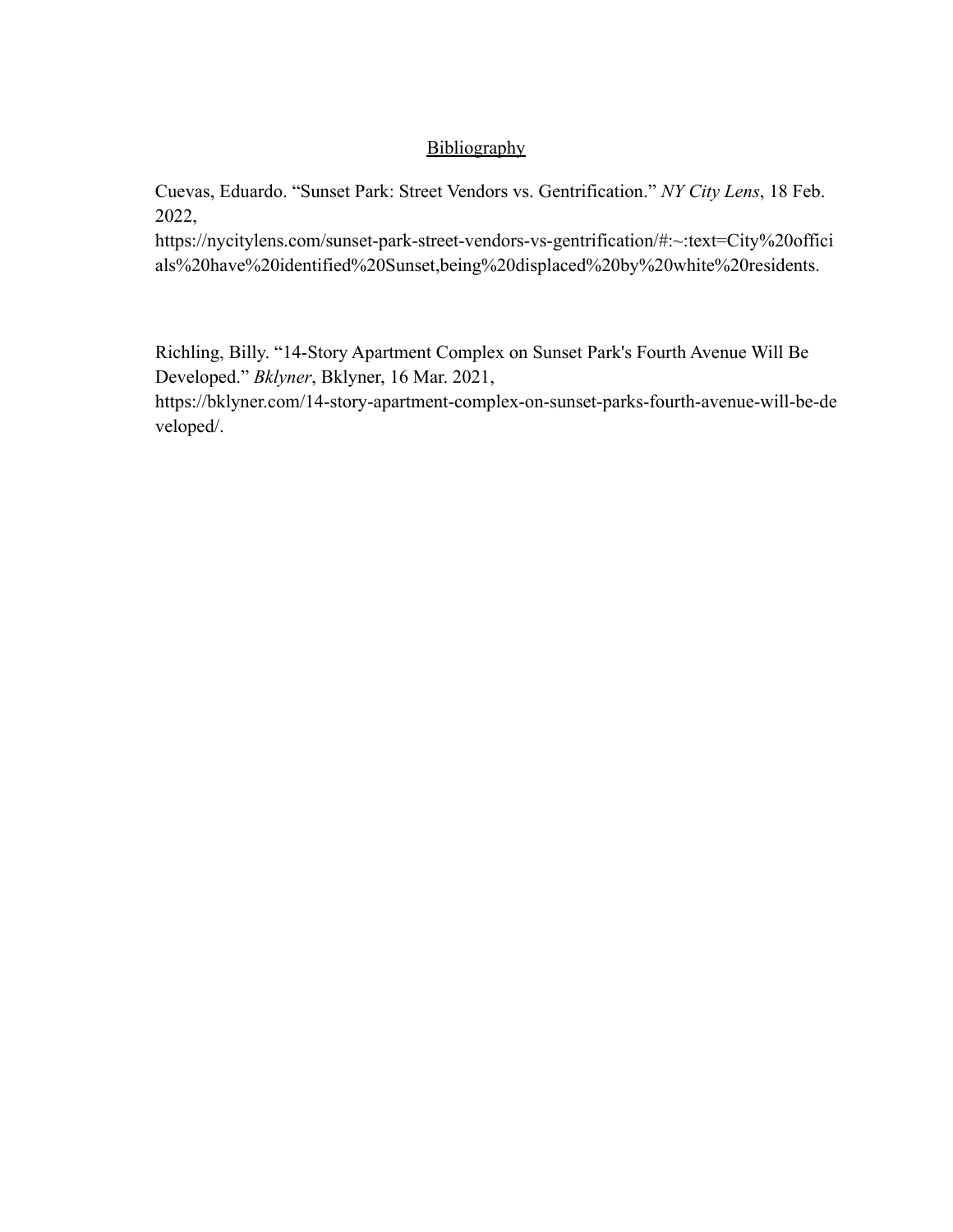Bibliography

Cuevas, Eduardo. "Sunset Park: Street Vendors vs. Gentrification." *NY City Lens*, 18 Feb. 2022, https://nycitylens.com/sunset-park-street-vendors-vs-gentrification/#:~:text=City%20officials%20have%20identified%20Sunset,being%20displaced%20by%20white%20residents.

Richling, Billy. "14-Story Apartment Complex on Sunset Park's Fourth Avenue Will Be Developed." *Bklyner*, Bklyner, 16 Mar. 2021, https://bklyner.com/14-story-apartment-complex-on-sunset-parks-fourth-avenue-will-be-developed/.